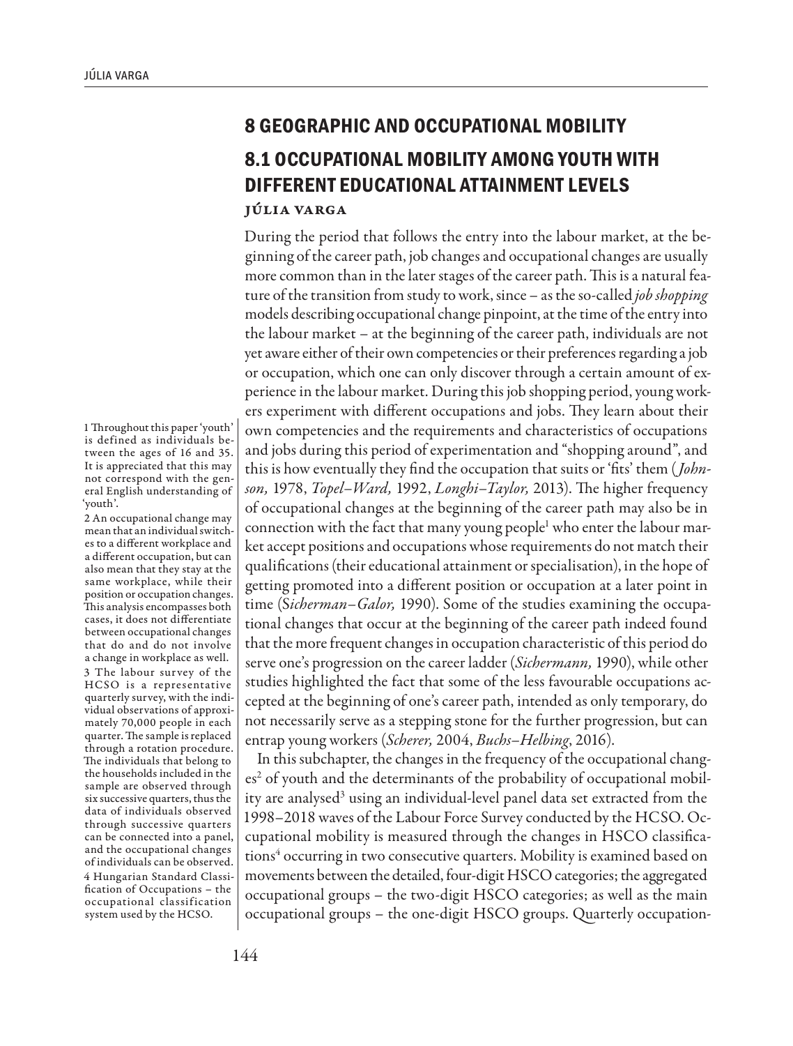# 8 GEOGRAPHIC AND OCCUPATIONAL MOBILITY

## 8.1 OCCUPATIONAL MOBILITY AMONG YOUTH WITH DIFFERENT EDUCATIONAL ATTAINMENT LEVELS

### Júlia Varga

During the period that follows the entry into the labour market, at the beginning of the career path, job changes and occupational changes are usually more common than in the later stages of the career path. This is a natural feature of the transition from study to work, since – as the so-called *job shopping* models describing occupational change pinpoint, at the time of the entry into the labour market – at the beginning of the career path, individuals are not yet aware either of their own competencies or their preferences regarding a job or occupation, which one can only discover through a certain amount of experience in the labour market. During this job shopping period, young workers experiment with different occupations and jobs. They learn about their own competencies and the requirements and characteristics of occupations and jobs during this period of experimentation and "shopping around", and this is how eventually they find the occupation that suits or 'fits' them (*Johnson,* 1978, *Topel–Ward,* 1992, *Longhi–Taylor,* 2013). The higher frequency of occupational changes at the beginning of the career path may also be in connection with the fact that many young people[1] who enter the labour market accept positions and occupations whose requirements do not match their qualifications (their educational attainment or specialisation), in the hope of getting promoted into a different position or occupation at a later point in time (*Sicherman–Galor,* 1990). Some of the studies examining the occupational changes that occur at the beginning of the career path indeed found that the more frequent changes in occupation characteristic of this period do serve one's progression on the career ladder (*Sichermann,* 1990), while other studies highlighted the fact that some of the less favourable occupations accepted at the beginning of one's career path, intended as only temporary, do not necessarily serve as a stepping stone for the further progression, but can entrap young workers (*Scherer,* 2004, *Buchs–Helbing*, 2016).

In this subchapter, the changes in the frequency of the occupational changes[2] of youth and the determinants of the probability of occupational mobility are analysed[3] using an individual-level panel data set extracted from the 1998–2018 waves of the Labour Force Survey conducted by the HCSO. Occupational mobility is measured through the changes in HSCO classifications[4] occurring in two consecutive quarters. Mobility is examined based on movements between the detailed, four-digit HSCO categories; the aggregated occupational groups – the two-digit HSCO categories; as well as the main occupational groups – the one-digit HSCO groups. Quarterly occupation-

---

1 Throughout this paper 'youth' is defined as individuals between the ages of 16 and 35. It is appreciated that this may not correspond with the general English understanding of 'youth'.

2 An occupational change may mean that an individual switches to a different workplace and a different occupation, but can also mean that they stay at the same workplace, while their position or occupation changes. This analysis encompasses both cases, it does not differentiate between occupational changes that do and do not involve a change in workplace as well.

3 The labour survey of the HCSO is a representative quarterly survey, with the individual observations of approximately 70,000 people in each quarter. The sample is replaced through a rotation procedure. The individuals that belong to the households included in the sample are observed through six successive quarters, thus the data of individuals observed through successive quarters can be connected into a panel, and the occupational changes of individuals can be observed.

4 Hungarian Standard Classification of Occupations – the occupational classification system used by the HCSO.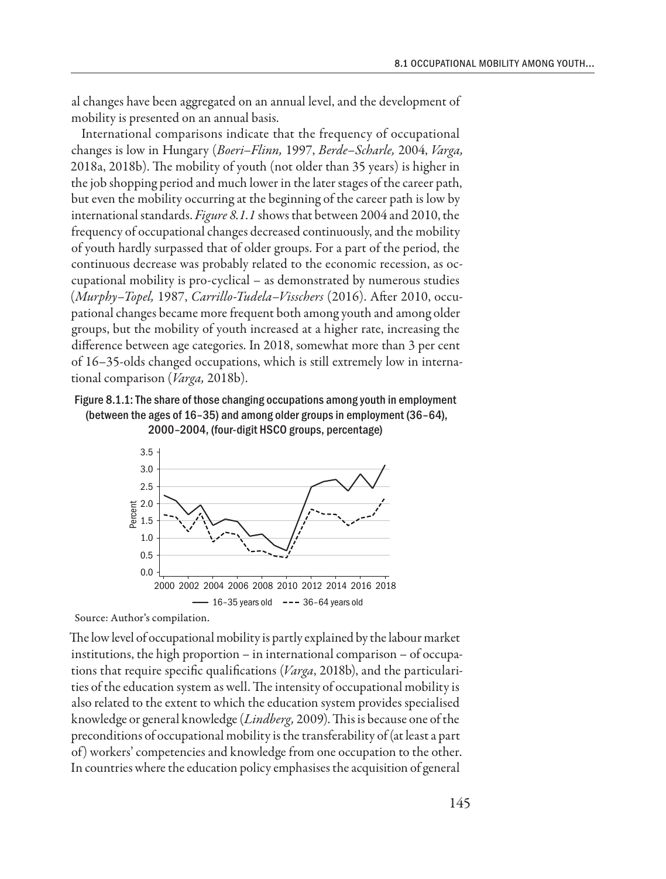al changes have been aggregated on an annual level, and the development of mobility is presented on an annual basis.

International comparisons indicate that the frequency of occupational changes is low in Hungary (*Boeri–Flinn,* 1997, *Berde–Scharle,* 2004, *Varga,* 2018a, 2018b). The mobility of youth (not older than 35 years) is higher in the job shopping period and much lower in the later stages of the career path, but even the mobility occurring at the beginning of the career path is low by international standards. *Figure 8.1.1* shows that between 2004 and 2010, the frequency of occupational changes decreased continuously, and the mobility of youth hardly surpassed that of older groups. For a part of the period, the continuous decrease was probably related to the economic recession, as occupational mobility is pro-cyclical – as demonstrated by numerous studies (*Murphy–Topel,* 1987, *Carrillo-Tudela–Visschers* (2016). After 2010, occupational changes became more frequent both among youth and among older groups, but the mobility of youth increased at a higher rate, increasing the difference between age categories. In 2018, somewhat more than 3 per cent of 16–35-olds changed occupations, which is still extremely low in international comparison (*Varga,* 2018b).

**Figure 8.1.1: The share of those changing occupations among youth in employment (between the ages of 16–35) and among older groups in employment (36–64), 2000–2004, (four-digit HSCO groups, percentage)**

Source: Author's compilation.

The low level of occupational mobility is partly explained by the labour market institutions, the high proportion – in international comparison – of occupations that require specific qualifications (*Varga*, 2018b), and the particularities of the education system as well. The intensity of occupational mobility is also related to the extent to which the education system provides specialised knowledge or general knowledge (*Lindberg,* 2009). This is because one of the preconditions of occupational mobility is the transferability of (at least a part of) workers' competencies and knowledge from one occupation to the other. In countries where the education policy emphasises the acquisition of general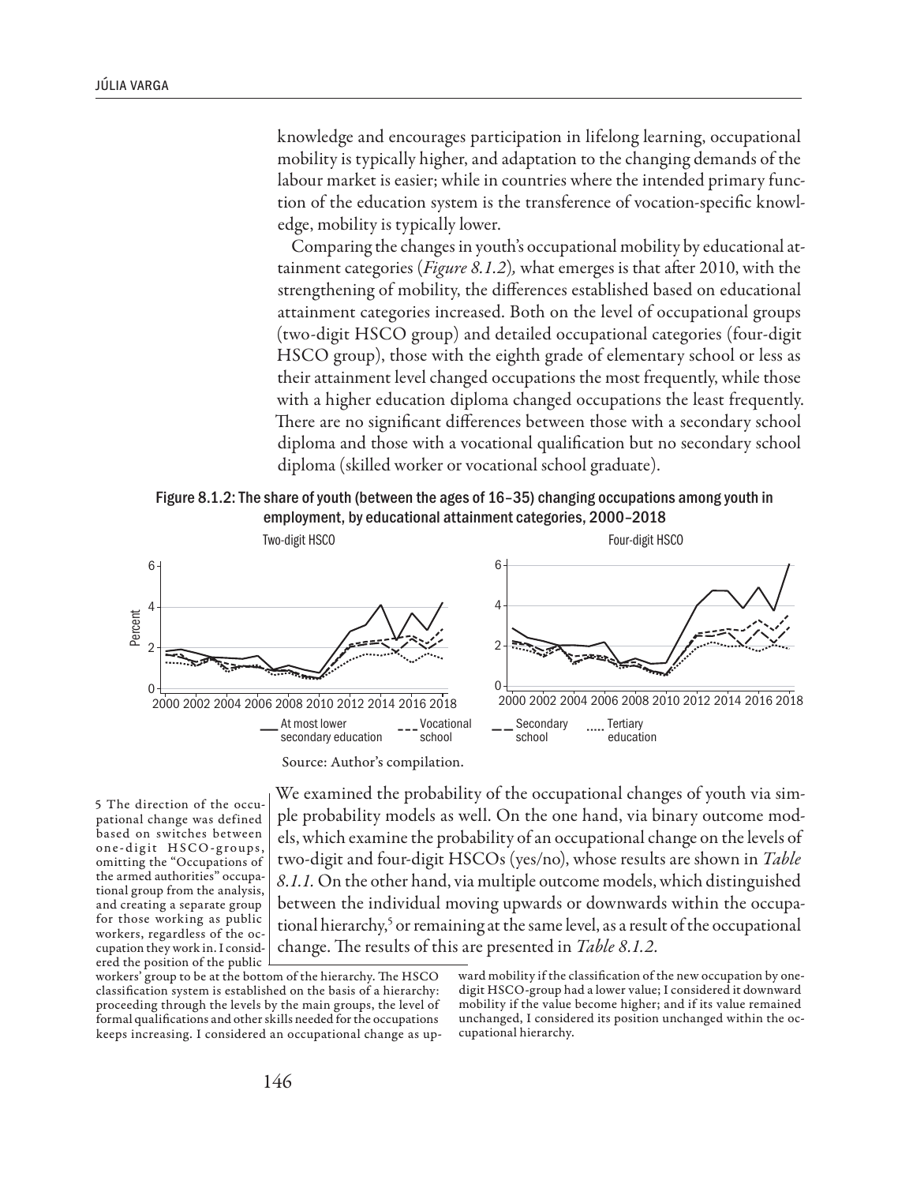knowledge and encourages participation in lifelong learning, occupational mobility is typically higher, and adaptation to the changing demands of the labour market is easier; while in countries where the intended primary function of the education system is the transference of vocation-specific knowledge, mobility is typically lower.

Comparing the changes in youth's occupational mobility by educational attainment categories (*Figure 8.1.2*), what emerges is that after 2010, with the strengthening of mobility, the differences established based on educational attainment categories increased. Both on the level of occupational groups (two-digit HSCO group) and detailed occupational categories (four-digit HSCO group), those with the eighth grade of elementary school or less as their attainment level changed occupations the most frequently, while those with a higher education diploma changed occupations the least frequently. There are no significant differences between those with a secondary school diploma and those with a vocational qualification but no secondary school diploma (skilled worker or vocational school graduate).

Figure 8.1.2: The share of youth (between the ages of 16–35) changing occupations among youth in employment, by educational attainment categories, 2000–2018

Source: Author's compilation.

We examined the probability of the occupational changes of youth via simple probability models as well. On the one hand, via binary outcome models, which examine the probability of an occupational change on the levels of two-digit and four-digit HSCOs (yes/no), whose results are shown in *Table 8.1.1.* On the other hand, via multiple outcome models, which distinguished between the individual moving upwards or downwards within the occupational hierarchy,[5] or remaining at the same level, as a result of the occupational change. The results of this are presented in *Table 8.1.2.*

5 The direction of the occupational change was defined based on switches between one-digit HSCO-groups, omitting the "Occupations of the armed authorities" occupational group from the analysis, and creating a separate group for those working as public workers, regardless of the occupation they work in. I considered the position of the public workers' group to be at the bottom of the hierarchy. The HSCO classification system is established on the basis of a hierarchy: proceeding through the levels by the main groups, the level of formal qualifications and other skills needed for the occupations keeps increasing. I considered an occupational change as upward mobility if the classification of the new occupation by one-digit HSCO-group had a lower value; I considered it downward mobility if the value become higher; and if its value remained unchanged, I considered its position unchanged within the occupational hierarchy.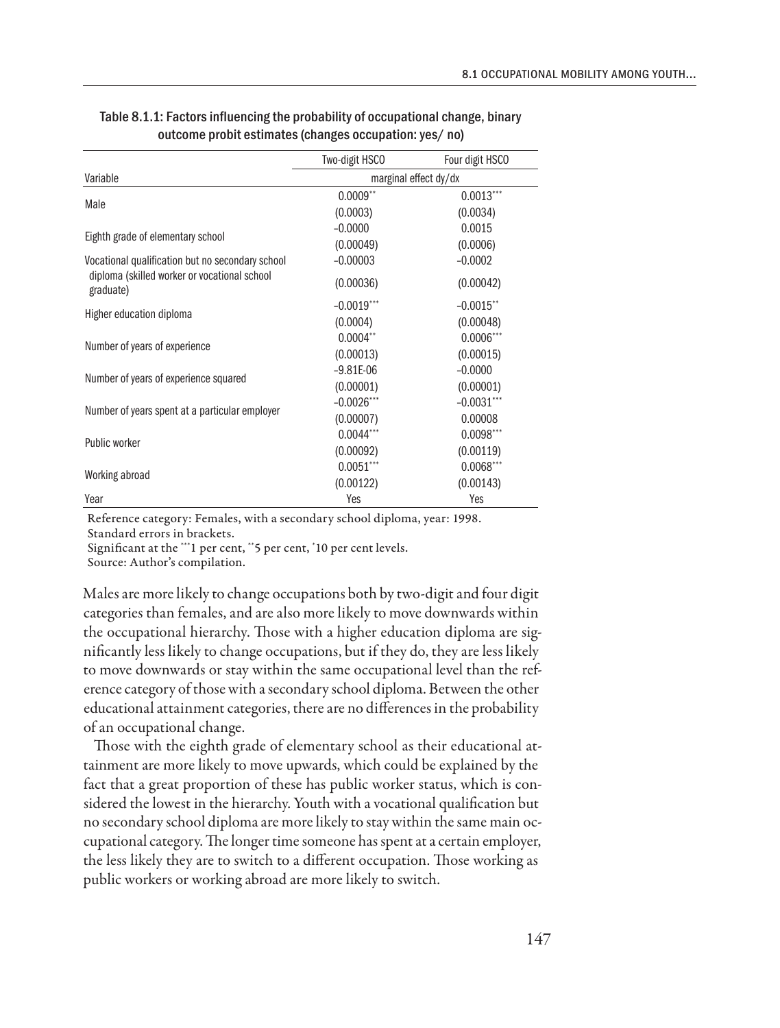Table 8.1.1: Factors influencing the probability of occupational change, binary outcome probit estimates (changes occupation: yes/ no)

| Variable | Two-digit HSCO | Four digit HSCO |
|---|---|---|
| | marginal effect dy/dx | |
| Male | 0.0009** | 0.0013*** |
| | (0.0003) | (0.0034) |
| Eighth grade of elementary school | –0.0000 | 0.0015 |
| | (0.00049) | (0.0006) |
| Vocational qualification but no secondary school diploma (skilled worker or vocational school graduate) | –0.00003 | –0.0002 |
| | (0.00036) | (0.00042) |
| Higher education diploma | –0.0019*** | –0.0015** |
| | (0.0004) | (0.00048) |
| Number of years of experience | 0.0004** | 0.0006*** |
| | (0.00013) | (0.00015) |
| Number of years of experience squared | –9.81E-06 | –0.0000 |
| | (0.00001) | (0.00001) |
| Number of years spent at a particular employer | –0.0026*** | –0.0031*** |
| | (0.00007) | 0.00008 |
| Public worker | 0.0044*** | 0.0098*** |
| | (0.00092) | (0.00119) |
| Working abroad | 0.0051*** | 0.0068*** |
| | (0.00122) | (0.00143) |
| Year | Yes | Yes |

Reference category: Females, with a secondary school diploma, year: 1998.
Standard errors in brackets.
Significant at the ***1 per cent, **5 per cent, *10 per cent levels.
Source: Author's compilation.

Males are more likely to change occupations both by two-digit and four digit categories than females, and are also more likely to move downwards within the occupational hierarchy. Those with a higher education diploma are significantly less likely to change occupations, but if they do, they are less likely to move downwards or stay within the same occupational level than the reference category of those with a secondary school diploma. Between the other educational attainment categories, there are no differences in the probability of an occupational change.

Those with the eighth grade of elementary school as their educational attainment are more likely to move upwards, which could be explained by the fact that a great proportion of these has public worker status, which is considered the lowest in the hierarchy. Youth with a vocational qualification but no secondary school diploma are more likely to stay within the same main occupational category. The longer time someone has spent at a certain employer, the less likely they are to switch to a different occupation. Those working as public workers or working abroad are more likely to switch.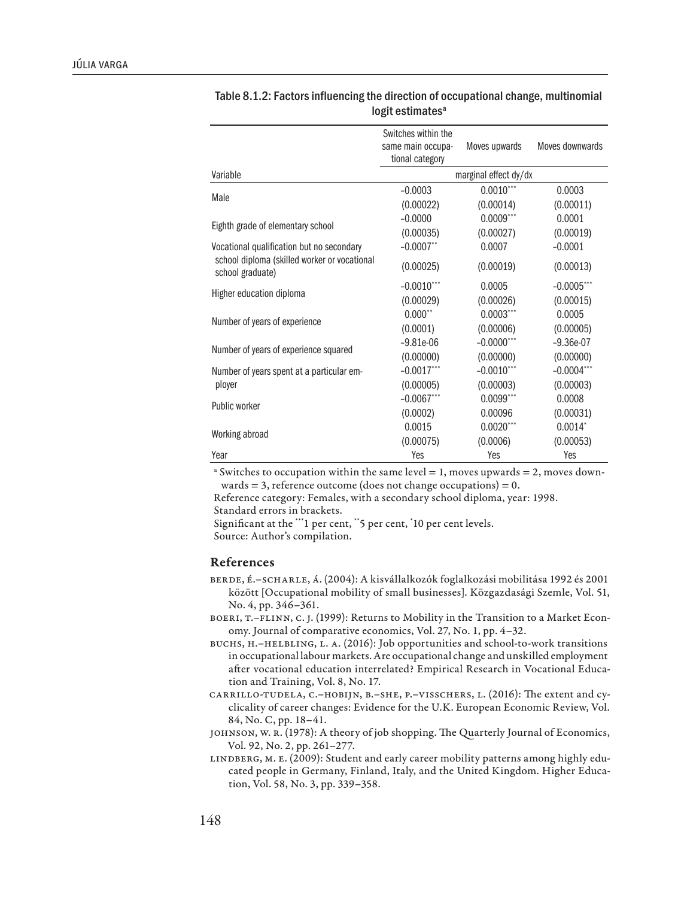Table 8.1.2: Factors influencing the direction of occupational change, multinomial logit estimates[a]

| Variable | Switches within the same main occupational category | Moves upwards | Moves downwards |
|---|---|---|---|
| | marginal effect dy/dx | | |
| Male | −0.0003 | 0.0010*** | 0.0003 |
| | (0.00022) | (0.00014) | (0.00011) |
| Eighth grade of elementary school | −0.0000 | 0.0009*** | 0.0001 |
| | (0.00035) | (0.00027) | (0.00019) |
| Vocational qualification but no secondary school diploma (skilled worker or vocational school graduate) | −0.0007** | 0.0007 | −0.0001 |
| | (0.00025) | (0.00019) | (0.00013) |
| Higher education diploma | −0.0010*** | 0.0005 | −0.0005*** |
| | (0.00029) | (0.00026) | (0.00015) |
| Number of years of experience | 0.000** | 0.0003*** | 0.0005 |
| | (0.0001) | (0.00006) | (0.00005) |
| Number of years of experience squared | −9.81e-06 | −0.0000*** | −9.36e-07 |
| | (0.00000) | (0.00000) | (0.00000) |
| Number of years spent at a particular employer | −0.0017*** | −0.0010*** | −0.0004*** |
| | (0.00005) | (0.00003) | (0.00003) |
| Public worker | −0.0067*** | 0.0099*** | 0.0008 |
| | (0.0002) | 0.00096 | (0.00031) |
| Working abroad | 0.0015 | 0.0020*** | 0.0014* |
| | (0.00075) | (0.0006) | (0.00053) |
| Year | Yes | Yes | Yes |

[a] Switches to occupation within the same level = 1, moves upwards = 2, moves downwards = 3, reference outcome (does not change occupations) = 0.

Reference category: Females, with a secondary school diploma, year: 1998.

Standard errors in brackets.

Significant at the ***1 per cent, **5 per cent, *10 per cent levels.

Source: Author's compilation.

## References

Berde, É.–Scharle, Á. (2004): A kisvállalkozók foglalkozási mobilitása 1992 és 2001 között [Occupational mobility of small businesses]. Közgazdasági Szemle, Vol. 51, No. 4, pp. 346–361.

Boeri, T.–Flinn, C. J. (1999): Returns to Mobility in the Transition to a Market Economy. Journal of comparative economics, Vol. 27, No. 1, pp. 4–32.

Buchs, H.–Helbling, L. A. (2016): Job opportunities and school-to-work transitions in occupational labour markets. Are occupational change and unskilled employment after vocational education interrelated? Empirical Research in Vocational Education and Training, Vol. 8, No. 17.

Carrillo-Tudela, C.–Hobijn, B.–She, P.–Visschers, L. (2016): The extent and cyclicality of career changes: Evidence for the U.K. European Economic Review, Vol. 84, No. C, pp. 18–41.

Johnson, W. R. (1978): A theory of job shopping. The Quarterly Journal of Economics, Vol. 92, No. 2, pp. 261–277.

Lindberg, M. E. (2009): Student and early career mobility patterns among highly educated people in Germany, Finland, Italy, and the United Kingdom. Higher Education, Vol. 58, No. 3, pp. 339–358.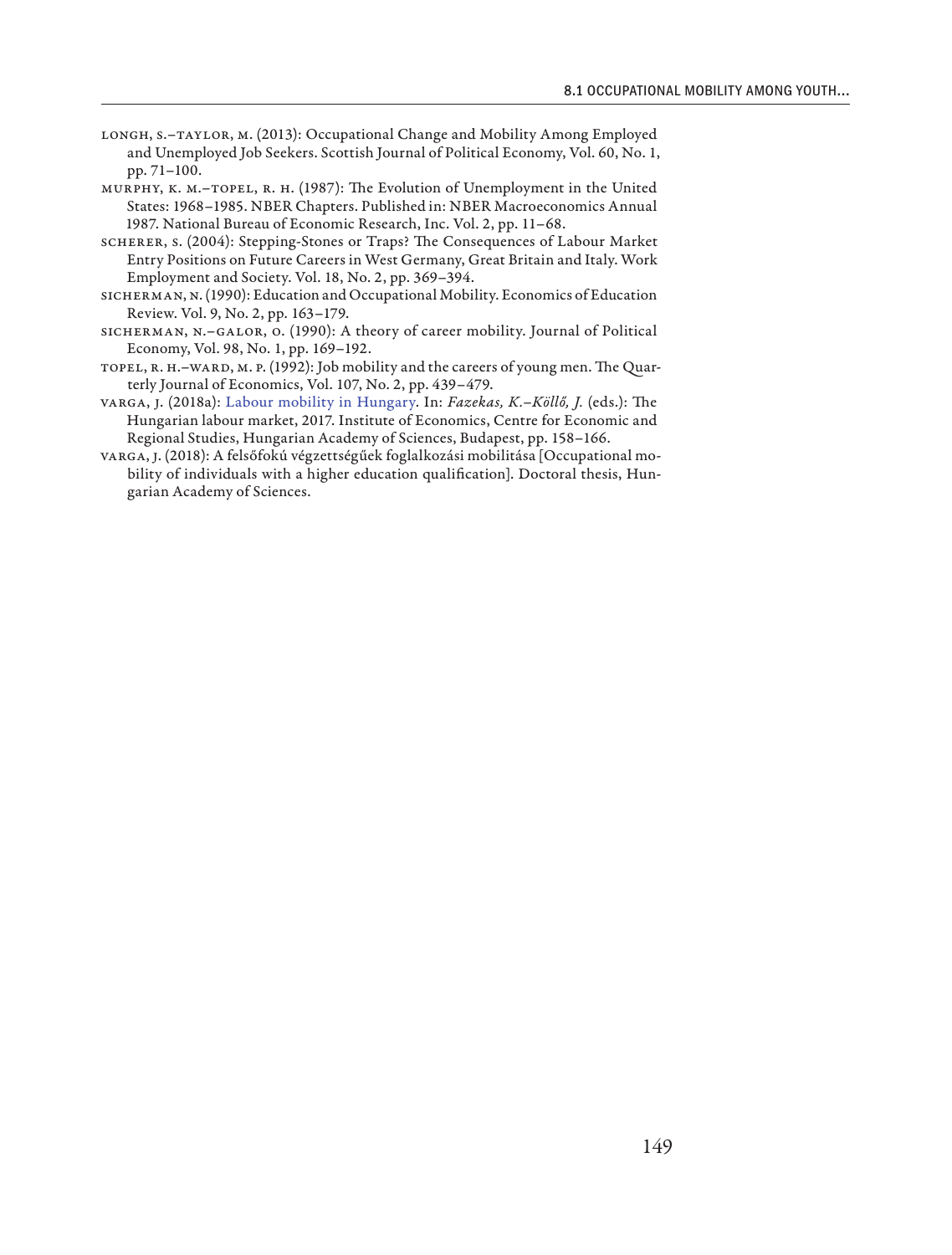Longh, S.–Taylor, M. (2013): Occupational Change and Mobility Among Employed and Unemployed Job Seekers. Scottish Journal of Political Economy, Vol. 60, No. 1, pp. 71–100.

Murphy, K. M.–Topel, R. H. (1987): The Evolution of Unemployment in the United States: 1968–1985. NBER Chapters. Published in: NBER Macroeconomics Annual 1987. National Bureau of Economic Research, Inc. Vol. 2, pp. 11–68.

Scherer, S. (2004): Stepping-Stones or Traps? The Consequences of Labour Market Entry Positions on Future Careers in West Germany, Great Britain and Italy. Work Employment and Society. Vol. 18, No. 2, pp. 369–394.

Sicherman, N. (1990): Education and Occupational Mobility. Economics of Education Review. Vol. 9, No. 2, pp. 163–179.

Sicherman, N.–Galor, O. (1990): A theory of career mobility. Journal of Political Economy, Vol. 98, No. 1, pp. 169–192.

Topel, R. H.–Ward, M. P. (1992): Job mobility and the careers of young men. The Quarterly Journal of Economics, Vol. 107, No. 2, pp. 439–479.

Varga, J. (2018a): Labour mobility in Hungary. In: *Fazekas, K.–Köllő, J.* (eds.): The Hungarian labour market, 2017. Institute of Economics, Centre for Economic and Regional Studies, Hungarian Academy of Sciences, Budapest, pp. 158–166.

Varga, J. (2018): A felsőfokú végzettségűek foglalkozási mobilitása [Occupational mobility of individuals with a higher education qualification]. Doctoral thesis, Hungarian Academy of Sciences.